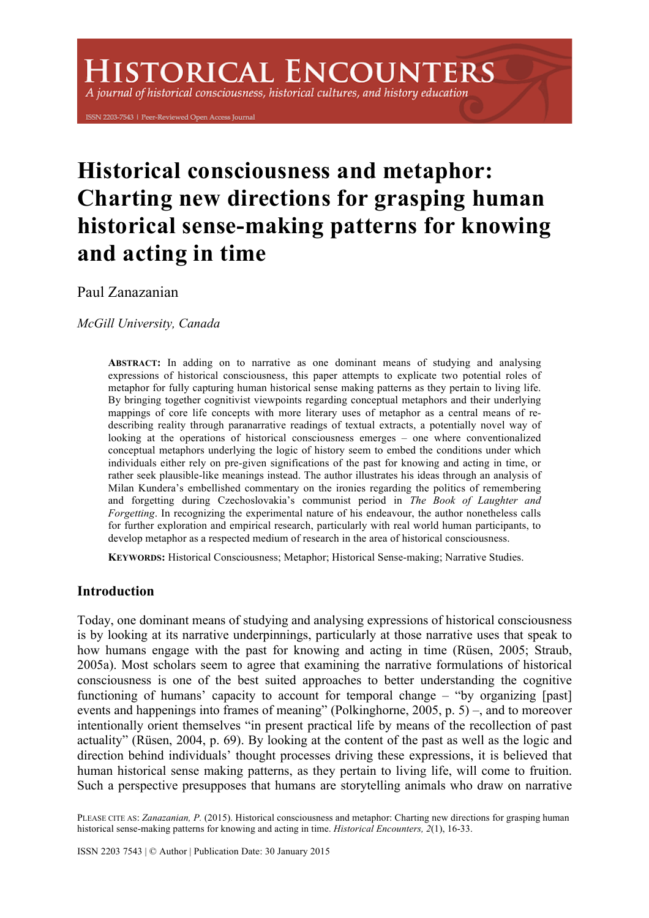# Historical consciousness and metaphor: Charting new directions for grasping human historical sense-making patterns for knowing and acting in time

Paul Zanazanian

*McGill University, Canada*

**ABSTRACT:** In adding on to narrative as one dominant means of studying and analysing expressions of historical consciousness, this paper attempts to explicate two potential roles of metaphor for fully capturing human historical sense making patterns as they pertain to living life. By bringing together cognitivist viewpoints regarding conceptual metaphors and their underlying mappings of core life concepts with more literary uses of metaphor as a central means of re-describing reality through paranarrative readings of textual extracts, a potentially novel way of looking at the operations of historical consciousness emerges – one where conventionalized conceptual metaphors underlying the logic of history seem to embed the conditions under which individuals either rely on pre-given significations of the past for knowing and acting in time, or rather seek plausible-like meanings instead. The author illustrates his ideas through an analysis of Milan Kundera's embellished commentary on the ironies regarding the politics of remembering and forgetting during Czechoslovakia's communist period in *The Book of Laughter and Forgetting*. In recognizing the experimental nature of his endeavour, the author nonetheless calls for further exploration and empirical research, particularly with real world human participants, to develop metaphor as a respected medium of research in the area of historical consciousness.

**KEYWORDS:** Historical Consciousness; Metaphor; Historical Sense-making; Narrative Studies.

## Introduction

Today, one dominant means of studying and analysing expressions of historical consciousness is by looking at its narrative underpinnings, particularly at those narrative uses that speak to how humans engage with the past for knowing and acting in time (Rüsen, 2005; Straub, 2005a). Most scholars seem to agree that examining the narrative formulations of historical consciousness is one of the best suited approaches to better understanding the cognitive functioning of humans' capacity to account for temporal change – "by organizing [past] events and happenings into frames of meaning" (Polkinghorne, 2005, p. 5) –, and to moreover intentionally orient themselves "in present practical life by means of the recollection of past actuality" (Rüsen, 2004, p. 69). By looking at the content of the past as well as the logic and direction behind individuals' thought processes driving these expressions, it is believed that human historical sense making patterns, as they pertain to living life, will come to fruition. Such a perspective presupposes that humans are storytelling animals who draw on narrative

PLEASE CITE AS: *Zanazanian, P.* (2015). Historical consciousness and metaphor: Charting new directions for grasping human historical sense-making patterns for knowing and acting in time. *Historical Encounters, 2*(1), 16-33.

ISSN 2203 7543 | © Author | Publication Date: 30 January 2015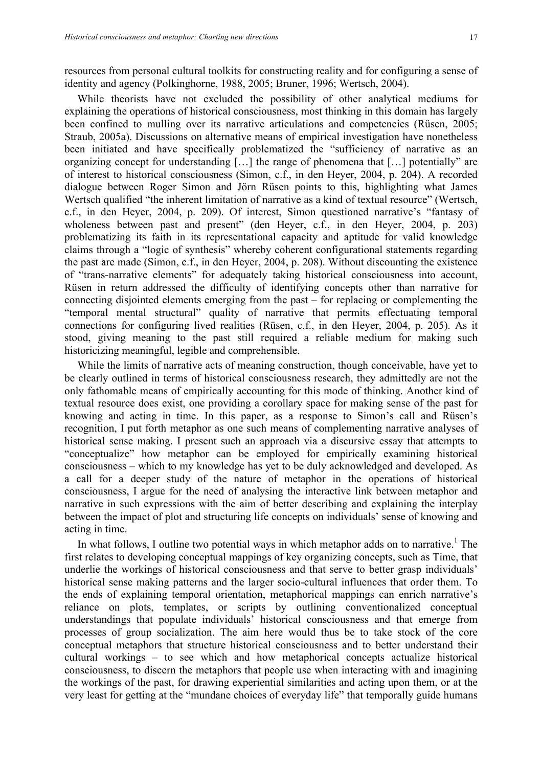resources from personal cultural toolkits for constructing reality and for configuring a sense of identity and agency (Polkinghorne, 1988, 2005; Bruner, 1996; Wertsch, 2004).

While theorists have not excluded the possibility of other analytical mediums for explaining the operations of historical consciousness, most thinking in this domain has largely been confined to mulling over its narrative articulations and competencies (Rüsen, 2005; Straub, 2005a). Discussions on alternative means of empirical investigation have nonetheless been initiated and have specifically problematized the "sufficiency of narrative as an organizing concept for understanding […] the range of phenomena that […] potentially" are of interest to historical consciousness (Simon, c.f., in den Heyer, 2004, p. 204). A recorded dialogue between Roger Simon and Jörn Rüsen points to this, highlighting what James Wertsch qualified "the inherent limitation of narrative as a kind of textual resource" (Wertsch, c.f., in den Heyer, 2004, p. 209). Of interest, Simon questioned narrative's "fantasy of wholeness between past and present" (den Heyer, c.f., in den Heyer, 2004, p. 203) problematizing its faith in its representational capacity and aptitude for valid knowledge claims through a "logic of synthesis" whereby coherent configurational statements regarding the past are made (Simon, c.f., in den Heyer, 2004, p. 208). Without discounting the existence of "trans-narrative elements" for adequately taking historical consciousness into account, Rüsen in return addressed the difficulty of identifying concepts other than narrative for connecting disjointed elements emerging from the past – for replacing or complementing the "temporal mental structural" quality of narrative that permits effectuating temporal connections for configuring lived realities (Rüsen, c.f., in den Heyer, 2004, p. 205). As it stood, giving meaning to the past still required a reliable medium for making such historicizing meaningful, legible and comprehensible.

While the limits of narrative acts of meaning construction, though conceivable, have yet to be clearly outlined in terms of historical consciousness research, they admittedly are not the only fathomable means of empirically accounting for this mode of thinking. Another kind of textual resource does exist, one providing a corollary space for making sense of the past for knowing and acting in time. In this paper, as a response to Simon's call and Rüsen's recognition, I put forth metaphor as one such means of complementing narrative analyses of historical sense making. I present such an approach via a discursive essay that attempts to "conceptualize" how metaphor can be employed for empirically examining historical consciousness – which to my knowledge has yet to be duly acknowledged and developed. As a call for a deeper study of the nature of metaphor in the operations of historical consciousness, I argue for the need of analysing the interactive link between metaphor and narrative in such expressions with the aim of better describing and explaining the interplay between the impact of plot and structuring life concepts on individuals' sense of knowing and acting in time.

In what follows, I outline two potential ways in which metaphor adds on to narrative.[1] The first relates to developing conceptual mappings of key organizing concepts, such as Time, that underlie the workings of historical consciousness and that serve to better grasp individuals' historical sense making patterns and the larger socio-cultural influences that order them. To the ends of explaining temporal orientation, metaphorical mappings can enrich narrative's reliance on plots, templates, or scripts by outlining conventionalized conceptual understandings that populate individuals' historical consciousness and that emerge from processes of group socialization. The aim here would thus be to take stock of the core conceptual metaphors that structure historical consciousness and to better understand their cultural workings – to see which and how metaphorical concepts actualize historical consciousness, to discern the metaphors that people use when interacting with and imagining the workings of the past, for drawing experiential similarities and acting upon them, or at the very least for getting at the "mundane choices of everyday life" that temporally guide humans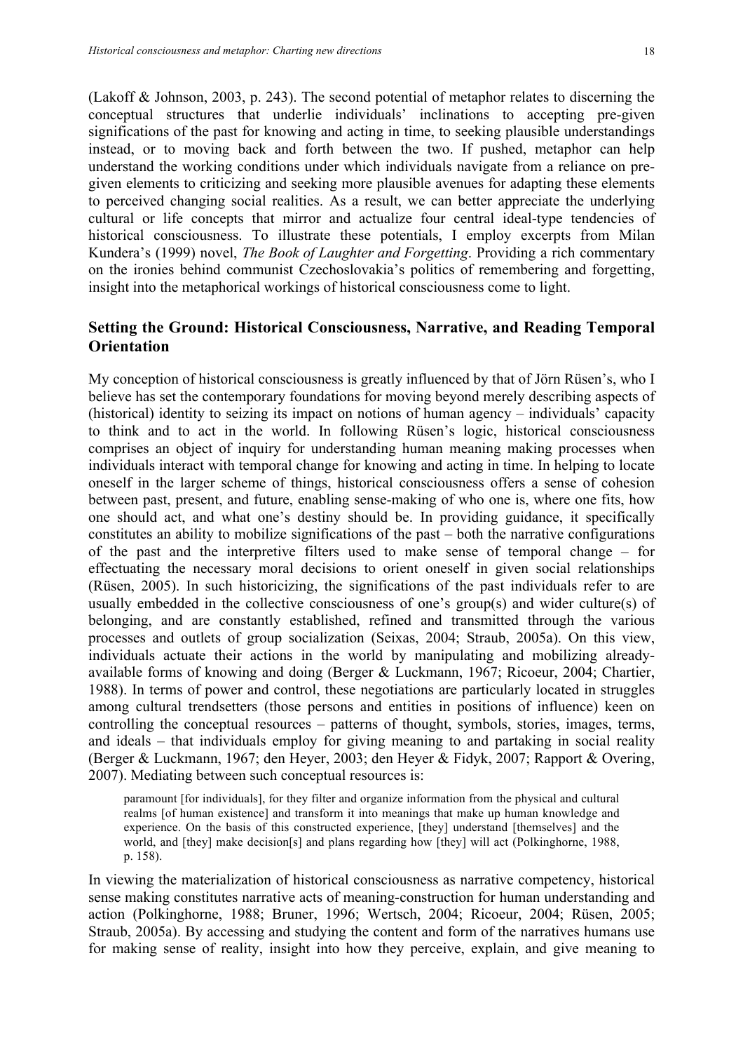(Lakoff & Johnson, 2003, p. 243). The second potential of metaphor relates to discerning the conceptual structures that underlie individuals' inclinations to accepting pre-given significations of the past for knowing and acting in time, to seeking plausible understandings instead, or to moving back and forth between the two. If pushed, metaphor can help understand the working conditions under which individuals navigate from a reliance on pre-given elements to criticizing and seeking more plausible avenues for adapting these elements to perceived changing social realities. As a result, we can better appreciate the underlying cultural or life concepts that mirror and actualize four central ideal-type tendencies of historical consciousness. To illustrate these potentials, I employ excerpts from Milan Kundera's (1999) novel, *The Book of Laughter and Forgetting*. Providing a rich commentary on the ironies behind communist Czechoslovakia's politics of remembering and forgetting, insight into the metaphorical workings of historical consciousness come to light.

## Setting the Ground: Historical Consciousness, Narrative, and Reading Temporal Orientation

My conception of historical consciousness is greatly influenced by that of Jörn Rüsen's, who I believe has set the contemporary foundations for moving beyond merely describing aspects of (historical) identity to seizing its impact on notions of human agency – individuals' capacity to think and to act in the world. In following Rüsen's logic, historical consciousness comprises an object of inquiry for understanding human meaning making processes when individuals interact with temporal change for knowing and acting in time. In helping to locate oneself in the larger scheme of things, historical consciousness offers a sense of cohesion between past, present, and future, enabling sense-making of who one is, where one fits, how one should act, and what one's destiny should be. In providing guidance, it specifically constitutes an ability to mobilize significations of the past – both the narrative configurations of the past and the interpretive filters used to make sense of temporal change – for effectuating the necessary moral decisions to orient oneself in given social relationships (Rüsen, 2005). In such historicizing, the significations of the past individuals refer to are usually embedded in the collective consciousness of one's group(s) and wider culture(s) of belonging, and are constantly established, refined and transmitted through the various processes and outlets of group socialization (Seixas, 2004; Straub, 2005a). On this view, individuals actuate their actions in the world by manipulating and mobilizing already-available forms of knowing and doing (Berger & Luckmann, 1967; Ricoeur, 2004; Chartier, 1988). In terms of power and control, these negotiations are particularly located in struggles among cultural trendsetters (those persons and entities in positions of influence) keen on controlling the conceptual resources – patterns of thought, symbols, stories, images, terms, and ideals – that individuals employ for giving meaning to and partaking in social reality (Berger & Luckmann, 1967; den Heyer, 2003; den Heyer & Fidyk, 2007; Rapport & Overing, 2007). Mediating between such conceptual resources is:

> paramount [for individuals], for they filter and organize information from the physical and cultural realms [of human existence] and transform it into meanings that make up human knowledge and experience. On the basis of this constructed experience, [they] understand [themselves] and the world, and [they] make decision[s] and plans regarding how [they] will act (Polkinghorne, 1988, p. 158).

In viewing the materialization of historical consciousness as narrative competency, historical sense making constitutes narrative acts of meaning-construction for human understanding and action (Polkinghorne, 1988; Bruner, 1996; Wertsch, 2004; Ricoeur, 2004; Rüsen, 2005; Straub, 2005a). By accessing and studying the content and form of the narratives humans use for making sense of reality, insight into how they perceive, explain, and give meaning to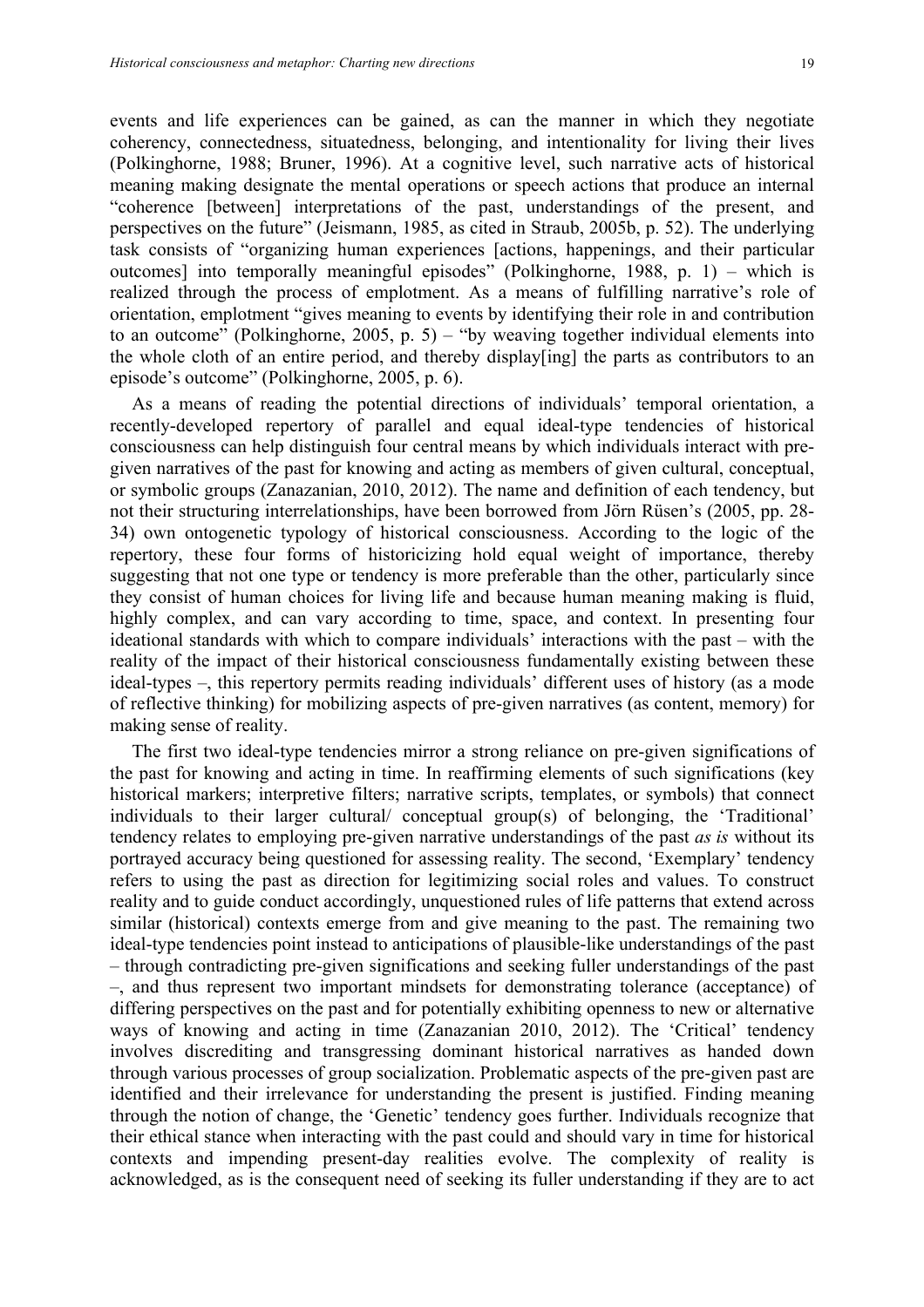events and life experiences can be gained, as can the manner in which they negotiate coherency, connectedness, situatedness, belonging, and intentionality for living their lives (Polkinghorne, 1988; Bruner, 1996). At a cognitive level, such narrative acts of historical meaning making designate the mental operations or speech actions that produce an internal "coherence [between] interpretations of the past, understandings of the present, and perspectives on the future" (Jeismann, 1985, as cited in Straub, 2005b, p. 52). The underlying task consists of "organizing human experiences [actions, happenings, and their particular outcomes] into temporally meaningful episodes" (Polkinghorne, 1988, p. 1) – which is realized through the process of emplotment. As a means of fulfilling narrative's role of orientation, emplotment "gives meaning to events by identifying their role in and contribution to an outcome" (Polkinghorne, 2005, p. 5) – "by weaving together individual elements into the whole cloth of an entire period, and thereby display[ing] the parts as contributors to an episode's outcome" (Polkinghorne, 2005, p. 6).

As a means of reading the potential directions of individuals' temporal orientation, a recently-developed repertory of parallel and equal ideal-type tendencies of historical consciousness can help distinguish four central means by which individuals interact with pre-given narratives of the past for knowing and acting as members of given cultural, conceptual, or symbolic groups (Zanazanian, 2010, 2012). The name and definition of each tendency, but not their structuring interrelationships, have been borrowed from Jörn Rüsen's (2005, pp. 28-34) own ontogenetic typology of historical consciousness. According to the logic of the repertory, these four forms of historicizing hold equal weight of importance, thereby suggesting that not one type or tendency is more preferable than the other, particularly since they consist of human choices for living life and because human meaning making is fluid, highly complex, and can vary according to time, space, and context. In presenting four ideational standards with which to compare individuals' interactions with the past – with the reality of the impact of their historical consciousness fundamentally existing between these ideal-types –, this repertory permits reading individuals' different uses of history (as a mode of reflective thinking) for mobilizing aspects of pre-given narratives (as content, memory) for making sense of reality.

The first two ideal-type tendencies mirror a strong reliance on pre-given significations of the past for knowing and acting in time. In reaffirming elements of such significations (key historical markers; interpretive filters; narrative scripts, templates, or symbols) that connect individuals to their larger cultural/ conceptual group(s) of belonging, the 'Traditional' tendency relates to employing pre-given narrative understandings of the past *as is* without its portrayed accuracy being questioned for assessing reality. The second, 'Exemplary' tendency refers to using the past as direction for legitimizing social roles and values. To construct reality and to guide conduct accordingly, unquestioned rules of life patterns that extend across similar (historical) contexts emerge from and give meaning to the past. The remaining two ideal-type tendencies point instead to anticipations of plausible-like understandings of the past – through contradicting pre-given significations and seeking fuller understandings of the past –, and thus represent two important mindsets for demonstrating tolerance (acceptance) of differing perspectives on the past and for potentially exhibiting openness to new or alternative ways of knowing and acting in time (Zanazanian 2010, 2012). The 'Critical' tendency involves discrediting and transgressing dominant historical narratives as handed down through various processes of group socialization. Problematic aspects of the pre-given past are identified and their irrelevance for understanding the present is justified. Finding meaning through the notion of change, the 'Genetic' tendency goes further. Individuals recognize that their ethical stance when interacting with the past could and should vary in time for historical contexts and impending present-day realities evolve. The complexity of reality is acknowledged, as is the consequent need of seeking its fuller understanding if they are to act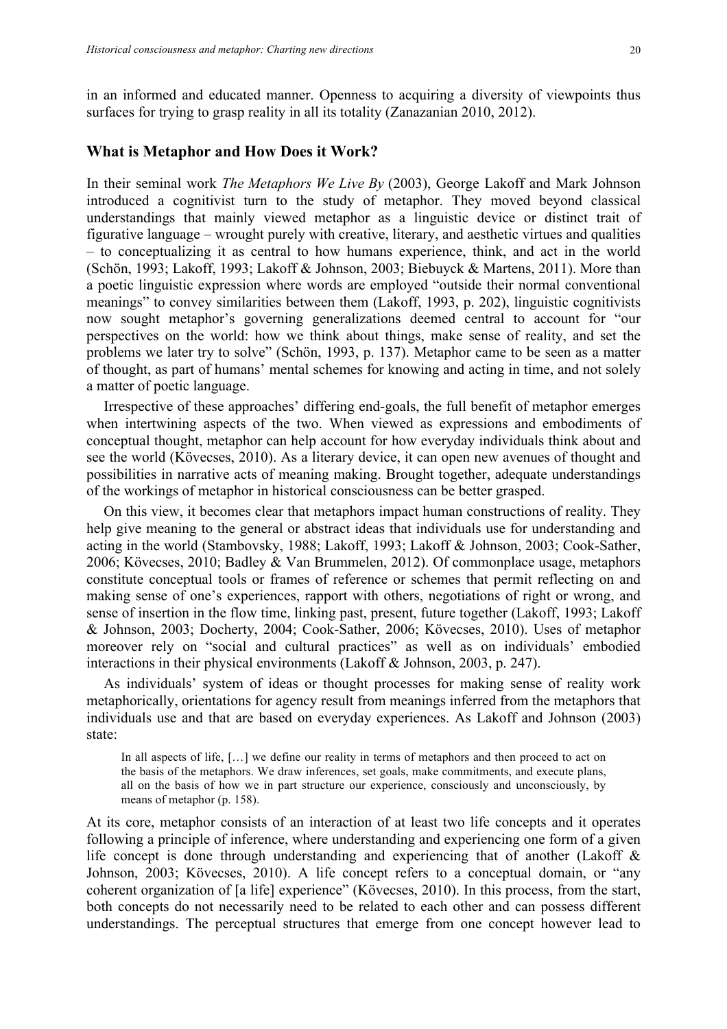in an informed and educated manner. Openness to acquiring a diversity of viewpoints thus surfaces for trying to grasp reality in all its totality (Zanazanian 2010, 2012).

## What is Metaphor and How Does it Work?

In their seminal work *The Metaphors We Live By* (2003), George Lakoff and Mark Johnson introduced a cognitivist turn to the study of metaphor. They moved beyond classical understandings that mainly viewed metaphor as a linguistic device or distinct trait of figurative language – wrought purely with creative, literary, and aesthetic virtues and qualities – to conceptualizing it as central to how humans experience, think, and act in the world (Schön, 1993; Lakoff, 1993; Lakoff & Johnson, 2003; Biebuyck & Martens, 2011). More than a poetic linguistic expression where words are employed "outside their normal conventional meanings" to convey similarities between them (Lakoff, 1993, p. 202), linguistic cognitivists now sought metaphor's governing generalizations deemed central to account for "our perspectives on the world: how we think about things, make sense of reality, and set the problems we later try to solve" (Schön, 1993, p. 137). Metaphor came to be seen as a matter of thought, as part of humans' mental schemes for knowing and acting in time, and not solely a matter of poetic language.

Irrespective of these approaches' differing end-goals, the full benefit of metaphor emerges when intertwining aspects of the two. When viewed as expressions and embodiments of conceptual thought, metaphor can help account for how everyday individuals think about and see the world (Kövecses, 2010). As a literary device, it can open new avenues of thought and possibilities in narrative acts of meaning making. Brought together, adequate understandings of the workings of metaphor in historical consciousness can be better grasped.

On this view, it becomes clear that metaphors impact human constructions of reality. They help give meaning to the general or abstract ideas that individuals use for understanding and acting in the world (Stambovsky, 1988; Lakoff, 1993; Lakoff & Johnson, 2003; Cook-Sather, 2006; Kövecses, 2010; Badley & Van Brummelen, 2012). Of commonplace usage, metaphors constitute conceptual tools or frames of reference or schemes that permit reflecting on and making sense of one's experiences, rapport with others, negotiations of right or wrong, and sense of insertion in the flow time, linking past, present, future together (Lakoff, 1993; Lakoff & Johnson, 2003; Docherty, 2004; Cook-Sather, 2006; Kövecses, 2010). Uses of metaphor moreover rely on "social and cultural practices" as well as on individuals' embodied interactions in their physical environments (Lakoff & Johnson, 2003, p. 247).

As individuals' system of ideas or thought processes for making sense of reality work metaphorically, orientations for agency result from meanings inferred from the metaphors that individuals use and that are based on everyday experiences. As Lakoff and Johnson (2003) state:

> In all aspects of life, […] we define our reality in terms of metaphors and then proceed to act on the basis of the metaphors. We draw inferences, set goals, make commitments, and execute plans, all on the basis of how we in part structure our experience, consciously and unconsciously, by means of metaphor (p. 158).

At its core, metaphor consists of an interaction of at least two life concepts and it operates following a principle of inference, where understanding and experiencing one form of a given life concept is done through understanding and experiencing that of another (Lakoff & Johnson, 2003; Kövecses, 2010). A life concept refers to a conceptual domain, or "any coherent organization of [a life] experience" (Kövecses, 2010). In this process, from the start, both concepts do not necessarily need to be related to each other and can possess different understandings. The perceptual structures that emerge from one concept however lead to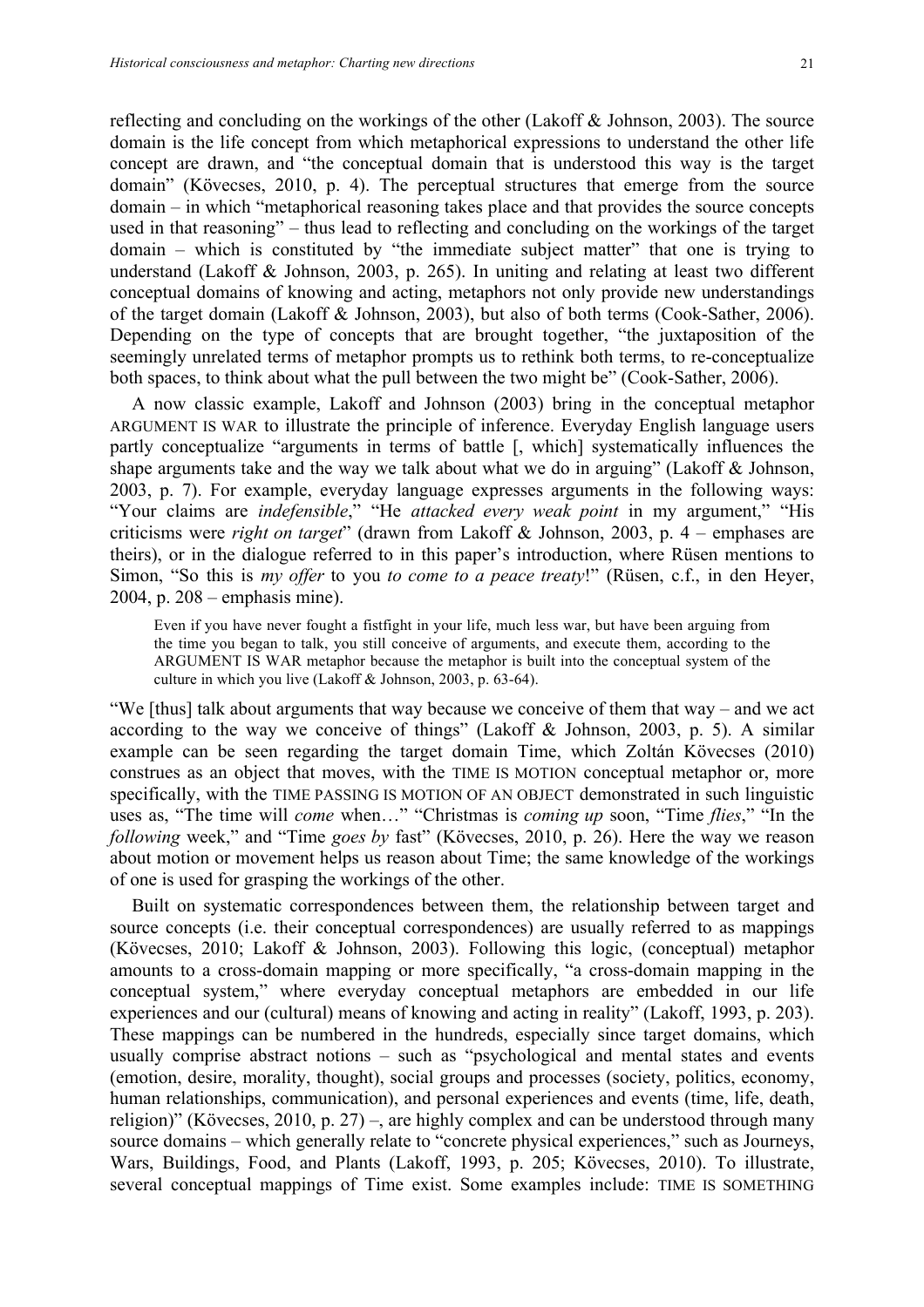reflecting and concluding on the workings of the other (Lakoff & Johnson, 2003). The source domain is the life concept from which metaphorical expressions to understand the other life concept are drawn, and "the conceptual domain that is understood this way is the target domain" (Kövecses, 2010, p. 4). The perceptual structures that emerge from the source domain – in which "metaphorical reasoning takes place and that provides the source concepts used in that reasoning" – thus lead to reflecting and concluding on the workings of the target domain – which is constituted by "the immediate subject matter" that one is trying to understand (Lakoff & Johnson, 2003, p. 265). In uniting and relating at least two different conceptual domains of knowing and acting, metaphors not only provide new understandings of the target domain (Lakoff & Johnson, 2003), but also of both terms (Cook-Sather, 2006). Depending on the type of concepts that are brought together, "the juxtaposition of the seemingly unrelated terms of metaphor prompts us to rethink both terms, to re-conceptualize both spaces, to think about what the pull between the two might be" (Cook-Sather, 2006).

A now classic example, Lakoff and Johnson (2003) bring in the conceptual metaphor ARGUMENT IS WAR to illustrate the principle of inference. Everyday English language users partly conceptualize "arguments in terms of battle [, which] systematically influences the shape arguments take and the way we talk about what we do in arguing" (Lakoff & Johnson, 2003, p. 7). For example, everyday language expresses arguments in the following ways: "Your claims are *indefensible*," "He *attacked every weak point* in my argument," "His criticisms were *right on target*" (drawn from Lakoff & Johnson, 2003, p. 4 – emphases are theirs), or in the dialogue referred to in this paper's introduction, where Rüsen mentions to Simon, "So this is *my offer* to you *to come to a peace treaty*!" (Rüsen, c.f., in den Heyer, 2004, p. 208 – emphasis mine).

> Even if you have never fought a fistfight in your life, much less war, but have been arguing from the time you began to talk, you still conceive of arguments, and execute them, according to the ARGUMENT IS WAR metaphor because the metaphor is built into the conceptual system of the culture in which you live (Lakoff & Johnson, 2003, p. 63-64).

"We [thus] talk about arguments that way because we conceive of them that way – and we act according to the way we conceive of things" (Lakoff & Johnson, 2003, p. 5). A similar example can be seen regarding the target domain Time, which Zoltán Kövecses (2010) construes as an object that moves, with the TIME IS MOTION conceptual metaphor or, more specifically, with the TIME PASSING IS MOTION OF AN OBJECT demonstrated in such linguistic uses as, "The time will *come* when…" "Christmas is *coming up* soon, "Time *flies*," "In the *following* week," and "Time *goes by* fast" (Kövecses, 2010, p. 26). Here the way we reason about motion or movement helps us reason about Time; the same knowledge of the workings of one is used for grasping the workings of the other.

Built on systematic correspondences between them, the relationship between target and source concepts (i.e. their conceptual correspondences) are usually referred to as mappings (Kövecses, 2010; Lakoff & Johnson, 2003). Following this logic, (conceptual) metaphor amounts to a cross-domain mapping or more specifically, "a cross-domain mapping in the conceptual system," where everyday conceptual metaphors are embedded in our life experiences and our (cultural) means of knowing and acting in reality" (Lakoff, 1993, p. 203). These mappings can be numbered in the hundreds, especially since target domains, which usually comprise abstract notions – such as "psychological and mental states and events (emotion, desire, morality, thought), social groups and processes (society, politics, economy, human relationships, communication), and personal experiences and events (time, life, death, religion)" (Kövecses, 2010, p. 27) –, are highly complex and can be understood through many source domains – which generally relate to "concrete physical experiences," such as Journeys, Wars, Buildings, Food, and Plants (Lakoff, 1993, p. 205; Kövecses, 2010). To illustrate, several conceptual mappings of Time exist. Some examples include: TIME IS SOMETHING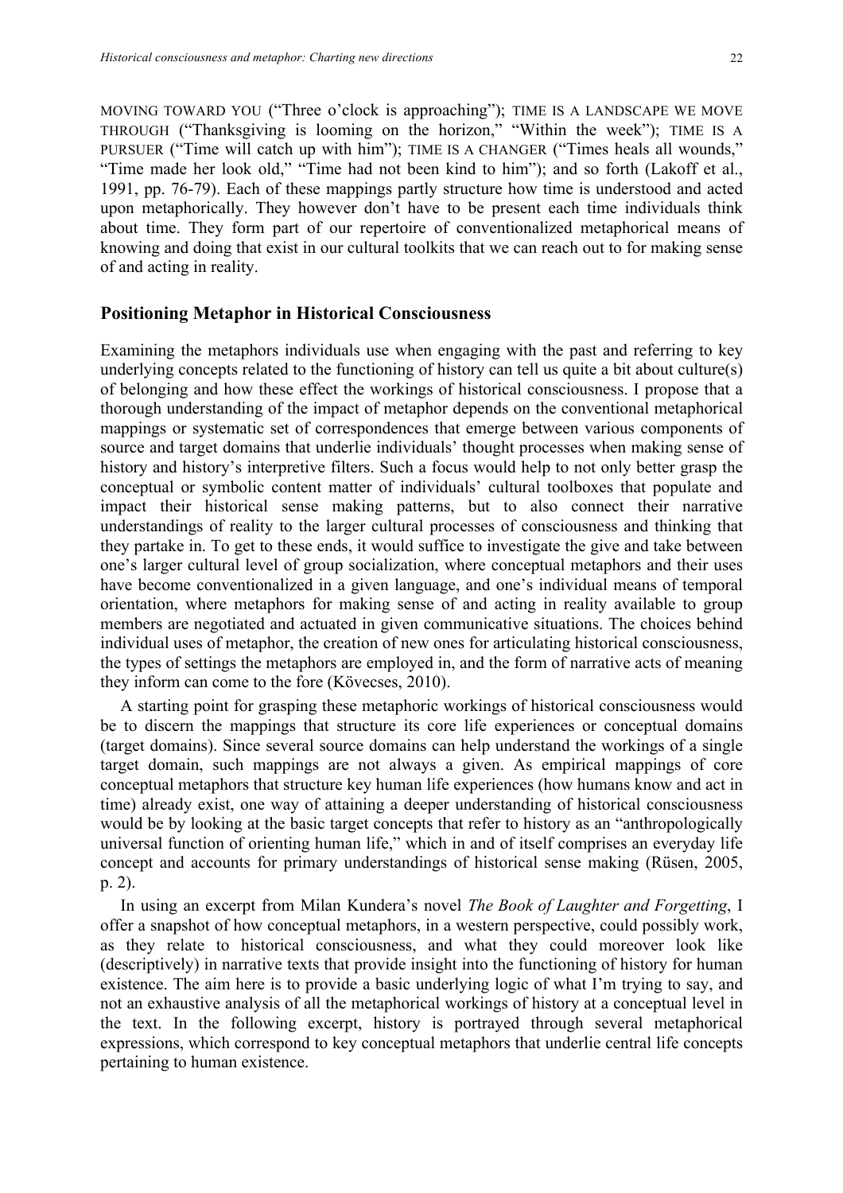MOVING TOWARD YOU ("Three o'clock is approaching"); TIME IS A LANDSCAPE WE MOVE THROUGH ("Thanksgiving is looming on the horizon," "Within the week"); TIME IS A PURSUER ("Time will catch up with him"); TIME IS A CHANGER ("Times heals all wounds," "Time made her look old," "Time had not been kind to him"); and so forth (Lakoff et al., 1991, pp. 76-79). Each of these mappings partly structure how time is understood and acted upon metaphorically. They however don't have to be present each time individuals think about time. They form part of our repertoire of conventionalized metaphorical means of knowing and doing that exist in our cultural toolkits that we can reach out to for making sense of and acting in reality.

## Positioning Metaphor in Historical Consciousness

Examining the metaphors individuals use when engaging with the past and referring to key underlying concepts related to the functioning of history can tell us quite a bit about culture(s) of belonging and how these effect the workings of historical consciousness. I propose that a thorough understanding of the impact of metaphor depends on the conventional metaphorical mappings or systematic set of correspondences that emerge between various components of source and target domains that underlie individuals' thought processes when making sense of history and history's interpretive filters. Such a focus would help to not only better grasp the conceptual or symbolic content matter of individuals' cultural toolboxes that populate and impact their historical sense making patterns, but to also connect their narrative understandings of reality to the larger cultural processes of consciousness and thinking that they partake in. To get to these ends, it would suffice to investigate the give and take between one's larger cultural level of group socialization, where conceptual metaphors and their uses have become conventionalized in a given language, and one's individual means of temporal orientation, where metaphors for making sense of and acting in reality available to group members are negotiated and actuated in given communicative situations. The choices behind individual uses of metaphor, the creation of new ones for articulating historical consciousness, the types of settings the metaphors are employed in, and the form of narrative acts of meaning they inform can come to the fore (Kövecses, 2010).

A starting point for grasping these metaphoric workings of historical consciousness would be to discern the mappings that structure its core life experiences or conceptual domains (target domains). Since several source domains can help understand the workings of a single target domain, such mappings are not always a given. As empirical mappings of core conceptual metaphors that structure key human life experiences (how humans know and act in time) already exist, one way of attaining a deeper understanding of historical consciousness would be by looking at the basic target concepts that refer to history as an "anthropologically universal function of orienting human life," which in and of itself comprises an everyday life concept and accounts for primary understandings of historical sense making (Rüsen, 2005, p. 2).

In using an excerpt from Milan Kundera's novel *The Book of Laughter and Forgetting*, I offer a snapshot of how conceptual metaphors, in a western perspective, could possibly work, as they relate to historical consciousness, and what they could moreover look like (descriptively) in narrative texts that provide insight into the functioning of history for human existence. The aim here is to provide a basic underlying logic of what I'm trying to say, and not an exhaustive analysis of all the metaphorical workings of history at a conceptual level in the text. In the following excerpt, history is portrayed through several metaphorical expressions, which correspond to key conceptual metaphors that underlie central life concepts pertaining to human existence.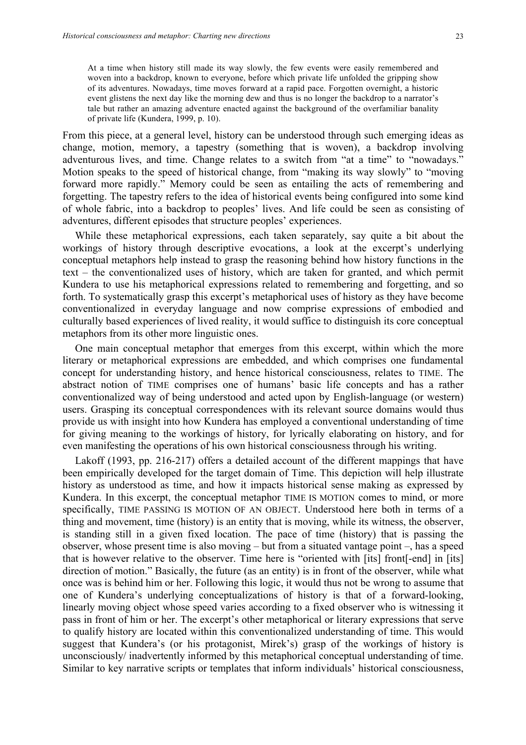> At a time when history still made its way slowly, the few events were easily remembered and woven into a backdrop, known to everyone, before which private life unfolded the gripping show of its adventures. Nowadays, time moves forward at a rapid pace. Forgotten overnight, a historic event glistens the next day like the morning dew and thus is no longer the backdrop to a narrator's tale but rather an amazing adventure enacted against the background of the overfamiliar banality of private life (Kundera, 1999, p. 10).

From this piece, at a general level, history can be understood through such emerging ideas as change, motion, memory, a tapestry (something that is woven), a backdrop involving adventurous lives, and time. Change relates to a switch from "at a time" to "nowadays." Motion speaks to the speed of historical change, from "making its way slowly" to "moving forward more rapidly." Memory could be seen as entailing the acts of remembering and forgetting. The tapestry refers to the idea of historical events being configured into some kind of whole fabric, into a backdrop to peoples' lives. And life could be seen as consisting of adventures, different episodes that structure peoples' experiences.

While these metaphorical expressions, each taken separately, say quite a bit about the workings of history through descriptive evocations, a look at the excerpt's underlying conceptual metaphors help instead to grasp the reasoning behind how history functions in the text – the conventionalized uses of history, which are taken for granted, and which permit Kundera to use his metaphorical expressions related to remembering and forgetting, and so forth. To systematically grasp this excerpt's metaphorical uses of history as they have become conventionalized in everyday language and now comprise expressions of embodied and culturally based experiences of lived reality, it would suffice to distinguish its core conceptual metaphors from its other more linguistic ones.

One main conceptual metaphor that emerges from this excerpt, within which the more literary or metaphorical expressions are embedded, and which comprises one fundamental concept for understanding history, and hence historical consciousness, relates to TIME. The abstract notion of TIME comprises one of humans' basic life concepts and has a rather conventionalized way of being understood and acted upon by English-language (or western) users. Grasping its conceptual correspondences with its relevant source domains would thus provide us with insight into how Kundera has employed a conventional understanding of time for giving meaning to the workings of history, for lyrically elaborating on history, and for even manifesting the operations of his own historical consciousness through his writing.

Lakoff (1993, pp. 216-217) offers a detailed account of the different mappings that have been empirically developed for the target domain of Time. This depiction will help illustrate history as understood as time, and how it impacts historical sense making as expressed by Kundera. In this excerpt, the conceptual metaphor TIME IS MOTION comes to mind, or more specifically, TIME PASSING IS MOTION OF AN OBJECT. Understood here both in terms of a thing and movement, time (history) is an entity that is moving, while its witness, the observer, is standing still in a given fixed location. The pace of time (history) that is passing the observer, whose present time is also moving – but from a situated vantage point –, has a speed that is however relative to the observer. Time here is "oriented with [its] front[-end] in [its] direction of motion." Basically, the future (as an entity) is in front of the observer, while what once was is behind him or her. Following this logic, it would thus not be wrong to assume that one of Kundera's underlying conceptualizations of history is that of a forward-looking, linearly moving object whose speed varies according to a fixed observer who is witnessing it pass in front of him or her. The excerpt's other metaphorical or literary expressions that serve to qualify history are located within this conventionalized understanding of time. This would suggest that Kundera's (or his protagonist, Mirek's) grasp of the workings of history is unconsciously/ inadvertently informed by this metaphorical conceptual understanding of time. Similar to key narrative scripts or templates that inform individuals' historical consciousness,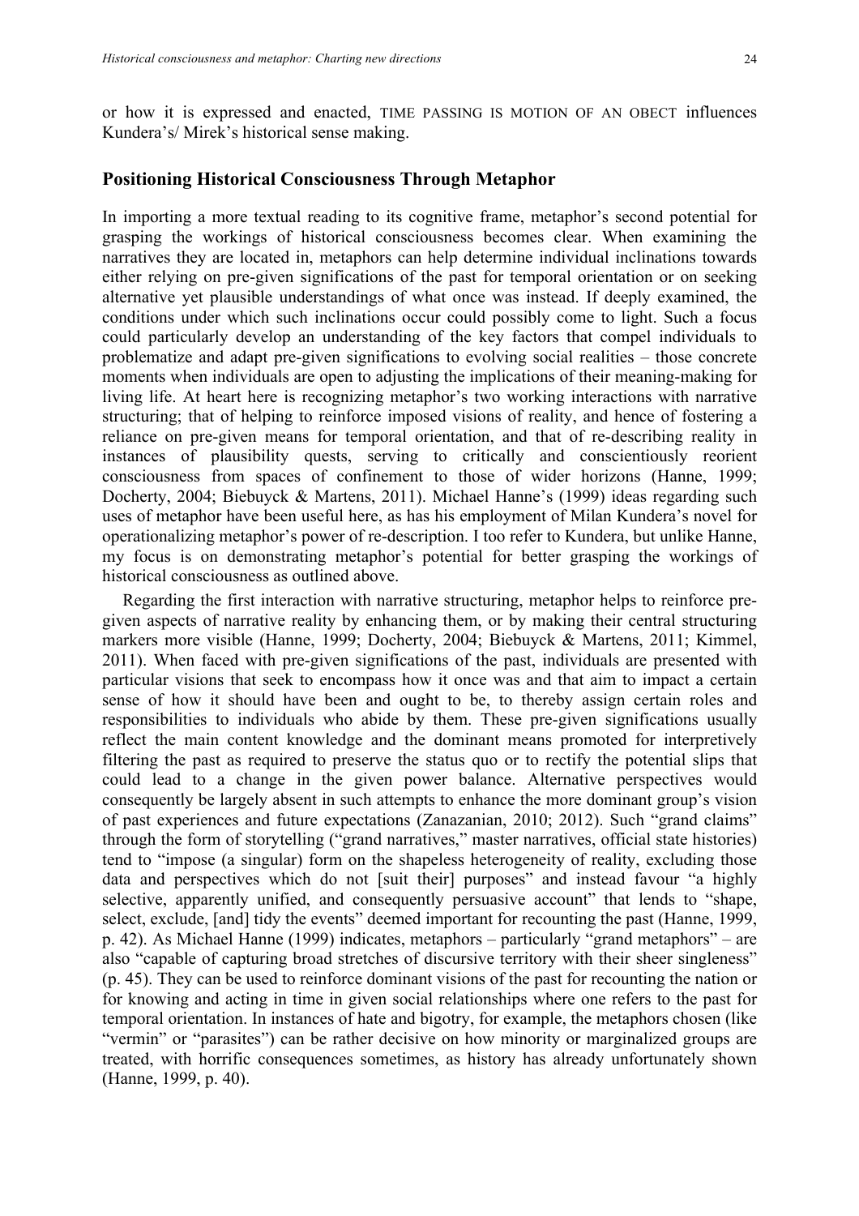or how it is expressed and enacted, TIME PASSING IS MOTION OF AN OBECT influences Kundera's/ Mirek's historical sense making.

## Positioning Historical Consciousness Through Metaphor

In importing a more textual reading to its cognitive frame, metaphor's second potential for grasping the workings of historical consciousness becomes clear. When examining the narratives they are located in, metaphors can help determine individual inclinations towards either relying on pre-given significations of the past for temporal orientation or on seeking alternative yet plausible understandings of what once was instead. If deeply examined, the conditions under which such inclinations occur could possibly come to light. Such a focus could particularly develop an understanding of the key factors that compel individuals to problematize and adapt pre-given significations to evolving social realities – those concrete moments when individuals are open to adjusting the implications of their meaning-making for living life. At heart here is recognizing metaphor's two working interactions with narrative structuring; that of helping to reinforce imposed visions of reality, and hence of fostering a reliance on pre-given means for temporal orientation, and that of re-describing reality in instances of plausibility quests, serving to critically and conscientiously reorient consciousness from spaces of confinement to those of wider horizons (Hanne, 1999; Docherty, 2004; Biebuyck & Martens, 2011). Michael Hanne's (1999) ideas regarding such uses of metaphor have been useful here, as has his employment of Milan Kundera's novel for operationalizing metaphor's power of re-description. I too refer to Kundera, but unlike Hanne, my focus is on demonstrating metaphor's potential for better grasping the workings of historical consciousness as outlined above.

Regarding the first interaction with narrative structuring, metaphor helps to reinforce pre-given aspects of narrative reality by enhancing them, or by making their central structuring markers more visible (Hanne, 1999; Docherty, 2004; Biebuyck & Martens, 2011; Kimmel, 2011). When faced with pre-given significations of the past, individuals are presented with particular visions that seek to encompass how it once was and that aim to impact a certain sense of how it should have been and ought to be, to thereby assign certain roles and responsibilities to individuals who abide by them. These pre-given significations usually reflect the main content knowledge and the dominant means promoted for interpretively filtering the past as required to preserve the status quo or to rectify the potential slips that could lead to a change in the given power balance. Alternative perspectives would consequently be largely absent in such attempts to enhance the more dominant group's vision of past experiences and future expectations (Zanazanian, 2010; 2012). Such "grand claims" through the form of storytelling ("grand narratives," master narratives, official state histories) tend to "impose (a singular) form on the shapeless heterogeneity of reality, excluding those data and perspectives which do not [suit their] purposes" and instead favour "a highly selective, apparently unified, and consequently persuasive account" that lends to "shape, select, exclude, [and] tidy the events" deemed important for recounting the past (Hanne, 1999, p. 42). As Michael Hanne (1999) indicates, metaphors – particularly "grand metaphors" – are also "capable of capturing broad stretches of discursive territory with their sheer singleness" (p. 45). They can be used to reinforce dominant visions of the past for recounting the nation or for knowing and acting in time in given social relationships where one refers to the past for temporal orientation. In instances of hate and bigotry, for example, the metaphors chosen (like "vermin" or "parasites") can be rather decisive on how minority or marginalized groups are treated, with horrific consequences sometimes, as history has already unfortunately shown (Hanne, 1999, p. 40).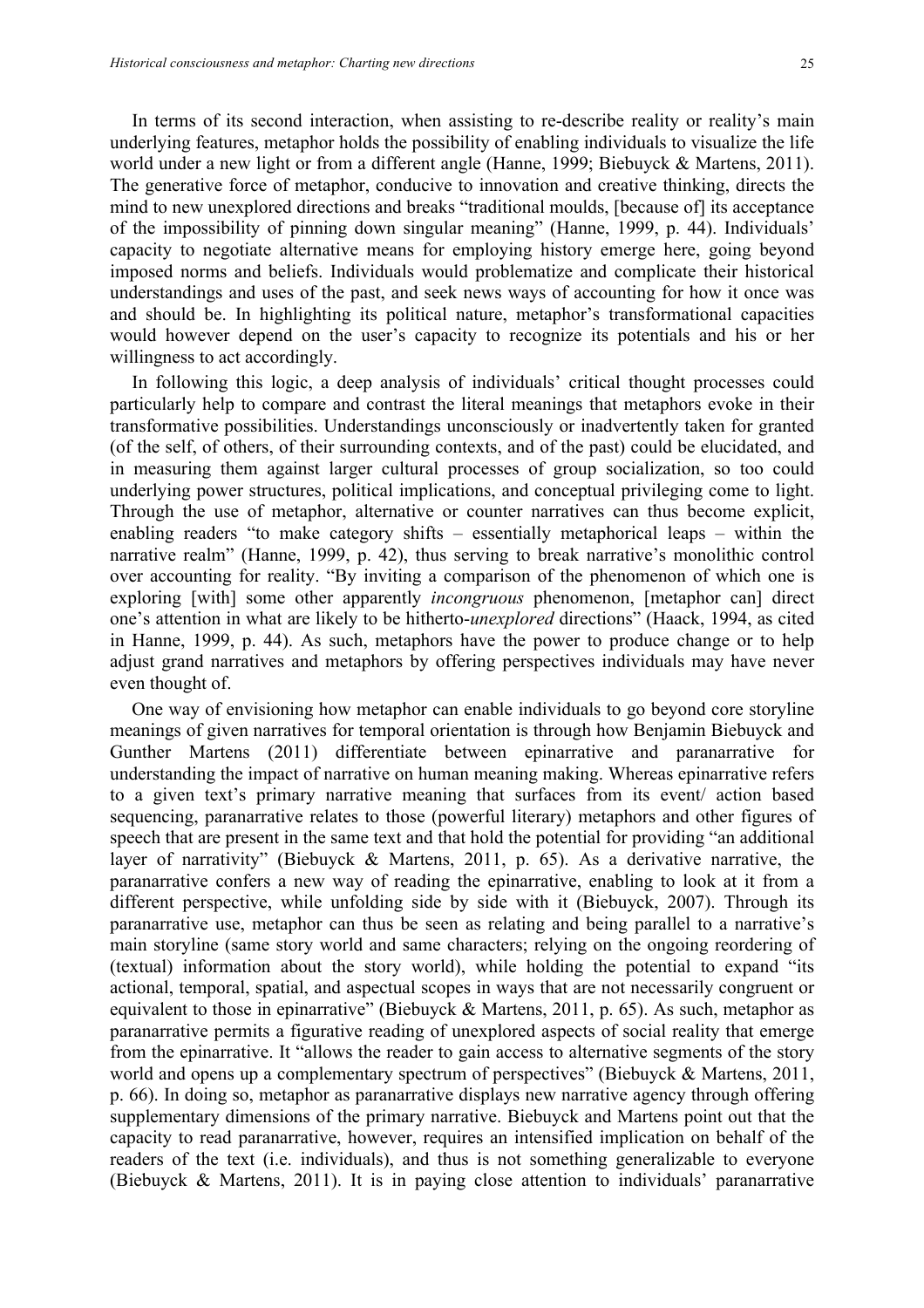In terms of its second interaction, when assisting to re-describe reality or reality's main underlying features, metaphor holds the possibility of enabling individuals to visualize the life world under a new light or from a different angle (Hanne, 1999; Biebuyck & Martens, 2011). The generative force of metaphor, conducive to innovation and creative thinking, directs the mind to new unexplored directions and breaks "traditional moulds, [because of] its acceptance of the impossibility of pinning down singular meaning" (Hanne, 1999, p. 44). Individuals' capacity to negotiate alternative means for employing history emerge here, going beyond imposed norms and beliefs. Individuals would problematize and complicate their historical understandings and uses of the past, and seek news ways of accounting for how it once was and should be. In highlighting its political nature, metaphor's transformational capacities would however depend on the user's capacity to recognize its potentials and his or her willingness to act accordingly.

In following this logic, a deep analysis of individuals' critical thought processes could particularly help to compare and contrast the literal meanings that metaphors evoke in their transformative possibilities. Understandings unconsciously or inadvertently taken for granted (of the self, of others, of their surrounding contexts, and of the past) could be elucidated, and in measuring them against larger cultural processes of group socialization, so too could underlying power structures, political implications, and conceptual privileging come to light. Through the use of metaphor, alternative or counter narratives can thus become explicit, enabling readers "to make category shifts – essentially metaphorical leaps – within the narrative realm" (Hanne, 1999, p. 42), thus serving to break narrative's monolithic control over accounting for reality. "By inviting a comparison of the phenomenon of which one is exploring [with] some other apparently *incongruous* phenomenon, [metaphor can] direct one's attention in what are likely to be hitherto-*unexplored* directions" (Haack, 1994, as cited in Hanne, 1999, p. 44). As such, metaphors have the power to produce change or to help adjust grand narratives and metaphors by offering perspectives individuals may have never even thought of.

One way of envisioning how metaphor can enable individuals to go beyond core storyline meanings of given narratives for temporal orientation is through how Benjamin Biebuyck and Gunther Martens (2011) differentiate between epinarrative and paranarrative for understanding the impact of narrative on human meaning making. Whereas epinarrative refers to a given text's primary narrative meaning that surfaces from its event/ action based sequencing, paranarrative relates to those (powerful literary) metaphors and other figures of speech that are present in the same text and that hold the potential for providing "an additional layer of narrativity" (Biebuyck & Martens, 2011, p. 65). As a derivative narrative, the paranarrative confers a new way of reading the epinarrative, enabling to look at it from a different perspective, while unfolding side by side with it (Biebuyck, 2007). Through its paranarrative use, metaphor can thus be seen as relating and being parallel to a narrative's main storyline (same story world and same characters; relying on the ongoing reordering of (textual) information about the story world), while holding the potential to expand "its actional, temporal, spatial, and aspectual scopes in ways that are not necessarily congruent or equivalent to those in epinarrative" (Biebuyck & Martens, 2011, p. 65). As such, metaphor as paranarrative permits a figurative reading of unexplored aspects of social reality that emerge from the epinarrative. It "allows the reader to gain access to alternative segments of the story world and opens up a complementary spectrum of perspectives" (Biebuyck & Martens, 2011, p. 66). In doing so, metaphor as paranarrative displays new narrative agency through offering supplementary dimensions of the primary narrative. Biebuyck and Martens point out that the capacity to read paranarrative, however, requires an intensified implication on behalf of the readers of the text (i.e. individuals), and thus is not something generalizable to everyone (Biebuyck & Martens, 2011). It is in paying close attention to individuals' paranarrative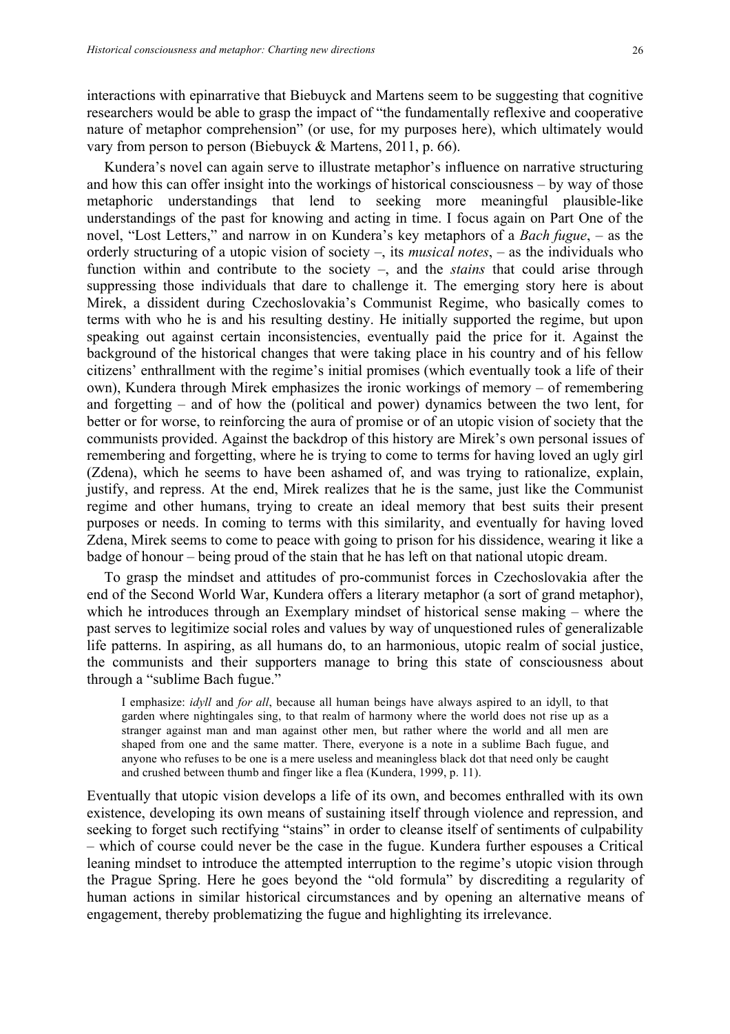interactions with epinarrative that Biebuyck and Martens seem to be suggesting that cognitive researchers would be able to grasp the impact of "the fundamentally reflexive and cooperative nature of metaphor comprehension" (or use, for my purposes here), which ultimately would vary from person to person (Biebuyck & Martens, 2011, p. 66).

Kundera's novel can again serve to illustrate metaphor's influence on narrative structuring and how this can offer insight into the workings of historical consciousness – by way of those metaphoric understandings that lend to seeking more meaningful plausible-like understandings of the past for knowing and acting in time. I focus again on Part One of the novel, "Lost Letters," and narrow in on Kundera's key metaphors of a *Bach fugue*, – as the orderly structuring of a utopic vision of society –, its *musical notes*, – as the individuals who function within and contribute to the society –, and the *stains* that could arise through suppressing those individuals that dare to challenge it. The emerging story here is about Mirek, a dissident during Czechoslovakia's Communist Regime, who basically comes to terms with who he is and his resulting destiny. He initially supported the regime, but upon speaking out against certain inconsistencies, eventually paid the price for it. Against the background of the historical changes that were taking place in his country and of his fellow citizens' enthrallment with the regime's initial promises (which eventually took a life of their own), Kundera through Mirek emphasizes the ironic workings of memory – of remembering and forgetting – and of how the (political and power) dynamics between the two lent, for better or for worse, to reinforcing the aura of promise or of an utopic vision of society that the communists provided. Against the backdrop of this history are Mirek's own personal issues of remembering and forgetting, where he is trying to come to terms for having loved an ugly girl (Zdena), which he seems to have been ashamed of, and was trying to rationalize, explain, justify, and repress. At the end, Mirek realizes that he is the same, just like the Communist regime and other humans, trying to create an ideal memory that best suits their present purposes or needs. In coming to terms with this similarity, and eventually for having loved Zdena, Mirek seems to come to peace with going to prison for his dissidence, wearing it like a badge of honour – being proud of the stain that he has left on that national utopic dream.

To grasp the mindset and attitudes of pro-communist forces in Czechoslovakia after the end of the Second World War, Kundera offers a literary metaphor (a sort of grand metaphor), which he introduces through an Exemplary mindset of historical sense making – where the past serves to legitimize social roles and values by way of unquestioned rules of generalizable life patterns. In aspiring, as all humans do, to an harmonious, utopic realm of social justice, the communists and their supporters manage to bring this state of consciousness about through a "sublime Bach fugue."

> I emphasize: *idyll* and *for all*, because all human beings have always aspired to an idyll, to that garden where nightingales sing, to that realm of harmony where the world does not rise up as a stranger against man and man against other men, but rather where the world and all men are shaped from one and the same matter. There, everyone is a note in a sublime Bach fugue, and anyone who refuses to be one is a mere useless and meaningless black dot that need only be caught and crushed between thumb and finger like a flea (Kundera, 1999, p. 11).

Eventually that utopic vision develops a life of its own, and becomes enthralled with its own existence, developing its own means of sustaining itself through violence and repression, and seeking to forget such rectifying "stains" in order to cleanse itself of sentiments of culpability – which of course could never be the case in the fugue. Kundera further espouses a Critical leaning mindset to introduce the attempted interruption to the regime's utopic vision through the Prague Spring. Here he goes beyond the "old formula" by discrediting a regularity of human actions in similar historical circumstances and by opening an alternative means of engagement, thereby problematizing the fugue and highlighting its irrelevance.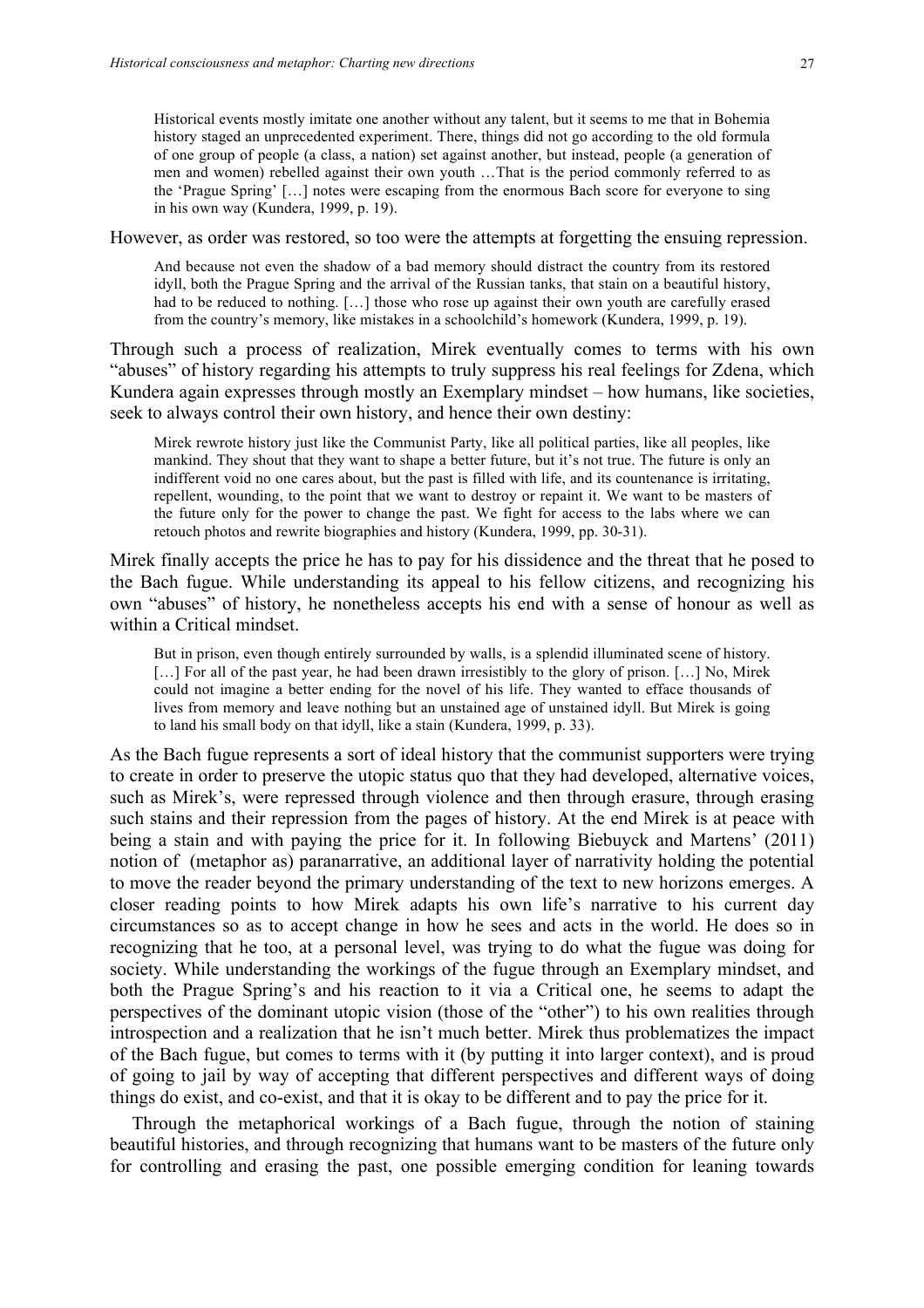> Historical events mostly imitate one another without any talent, but it seems to me that in Bohemia history staged an unprecedented experiment. There, things did not go according to the old formula of one group of people (a class, a nation) set against another, but instead, people (a generation of men and women) rebelled against their own youth …That is the period commonly referred to as the 'Prague Spring' […] notes were escaping from the enormous Bach score for everyone to sing in his own way (Kundera, 1999, p. 19).

However, as order was restored, so too were the attempts at forgetting the ensuing repression.

> And because not even the shadow of a bad memory should distract the country from its restored idyll, both the Prague Spring and the arrival of the Russian tanks, that stain on a beautiful history, had to be reduced to nothing. […] those who rose up against their own youth are carefully erased from the country's memory, like mistakes in a schoolchild's homework (Kundera, 1999, p. 19).

Through such a process of realization, Mirek eventually comes to terms with his own "abuses" of history regarding his attempts to truly suppress his real feelings for Zdena, which Kundera again expresses through mostly an Exemplary mindset – how humans, like societies, seek to always control their own history, and hence their own destiny:

> Mirek rewrote history just like the Communist Party, like all political parties, like all peoples, like mankind. They shout that they want to shape a better future, but it's not true. The future is only an indifferent void no one cares about, but the past is filled with life, and its countenance is irritating, repellent, wounding, to the point that we want to destroy or repaint it. We want to be masters of the future only for the power to change the past. We fight for access to the labs where we can retouch photos and rewrite biographies and history (Kundera, 1999, pp. 30-31).

Mirek finally accepts the price he has to pay for his dissidence and the threat that he posed to the Bach fugue. While understanding its appeal to his fellow citizens, and recognizing his own "abuses" of history, he nonetheless accepts his end with a sense of honour as well as within a Critical mindset.

> But in prison, even though entirely surrounded by walls, is a splendid illuminated scene of history. […] For all of the past year, he had been drawn irresistibly to the glory of prison. […] No, Mirek could not imagine a better ending for the novel of his life. They wanted to efface thousands of lives from memory and leave nothing but an unstained age of unstained idyll. But Mirek is going to land his small body on that idyll, like a stain (Kundera, 1999, p. 33).

As the Bach fugue represents a sort of ideal history that the communist supporters were trying to create in order to preserve the utopic status quo that they had developed, alternative voices, such as Mirek's, were repressed through violence and then through erasure, through erasing such stains and their repression from the pages of history. At the end Mirek is at peace with being a stain and with paying the price for it. In following Biebuyck and Martens' (2011) notion of (metaphor as) paranarrative, an additional layer of narrativity holding the potential to move the reader beyond the primary understanding of the text to new horizons emerges. A closer reading points to how Mirek adapts his own life's narrative to his current day circumstances so as to accept change in how he sees and acts in the world. He does so in recognizing that he too, at a personal level, was trying to do what the fugue was doing for society. While understanding the workings of the fugue through an Exemplary mindset, and both the Prague Spring's and his reaction to it via a Critical one, he seems to adapt the perspectives of the dominant utopic vision (those of the "other") to his own realities through introspection and a realization that he isn't much better. Mirek thus problematizes the impact of the Bach fugue, but comes to terms with it (by putting it into larger context), and is proud of going to jail by way of accepting that different perspectives and different ways of doing things do exist, and co-exist, and that it is okay to be different and to pay the price for it.

Through the metaphorical workings of a Bach fugue, through the notion of staining beautiful histories, and through recognizing that humans want to be masters of the future only for controlling and erasing the past, one possible emerging condition for leaning towards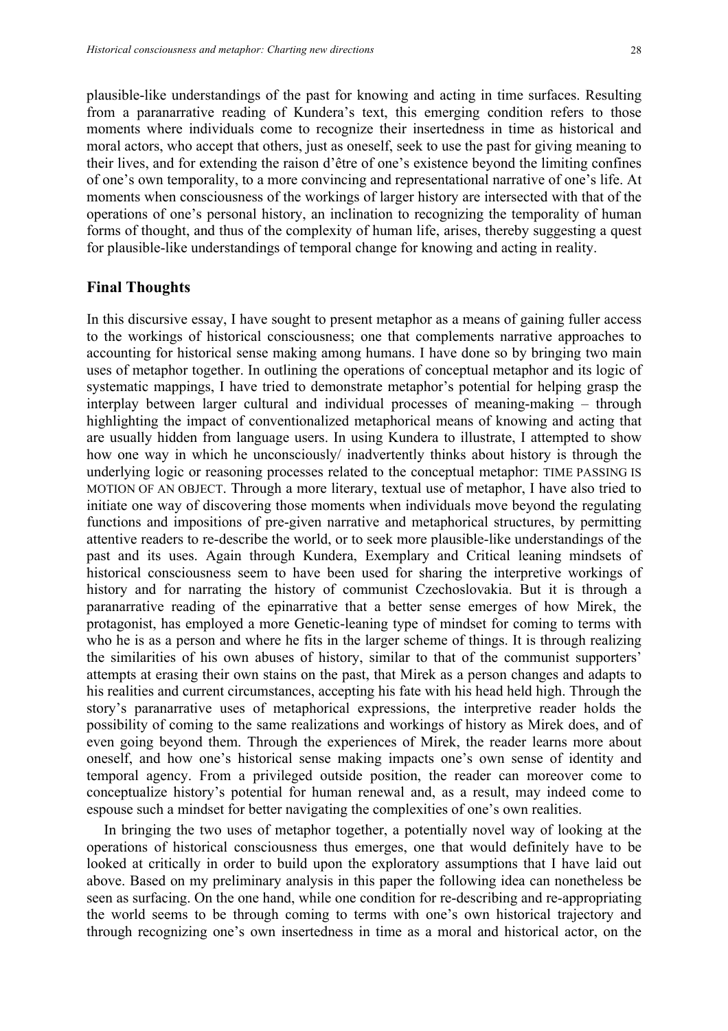plausible-like understandings of the past for knowing and acting in time surfaces. Resulting from a paranarrative reading of Kundera's text, this emerging condition refers to those moments where individuals come to recognize their insertedness in time as historical and moral actors, who accept that others, just as oneself, seek to use the past for giving meaning to their lives, and for extending the raison d'être of one's existence beyond the limiting confines of one's own temporality, to a more convincing and representational narrative of one's life. At moments when consciousness of the workings of larger history are intersected with that of the operations of one's personal history, an inclination to recognizing the temporality of human forms of thought, and thus of the complexity of human life, arises, thereby suggesting a quest for plausible-like understandings of temporal change for knowing and acting in reality.

## Final Thoughts

In this discursive essay, I have sought to present metaphor as a means of gaining fuller access to the workings of historical consciousness; one that complements narrative approaches to accounting for historical sense making among humans. I have done so by bringing two main uses of metaphor together. In outlining the operations of conceptual metaphor and its logic of systematic mappings, I have tried to demonstrate metaphor's potential for helping grasp the interplay between larger cultural and individual processes of meaning-making – through highlighting the impact of conventionalized metaphorical means of knowing and acting that are usually hidden from language users. In using Kundera to illustrate, I attempted to show how one way in which he unconsciously/ inadvertently thinks about history is through the underlying logic or reasoning processes related to the conceptual metaphor: TIME PASSING IS MOTION OF AN OBJECT. Through a more literary, textual use of metaphor, I have also tried to initiate one way of discovering those moments when individuals move beyond the regulating functions and impositions of pre-given narrative and metaphorical structures, by permitting attentive readers to re-describe the world, or to seek more plausible-like understandings of the past and its uses. Again through Kundera, Exemplary and Critical leaning mindsets of historical consciousness seem to have been used for sharing the interpretive workings of history and for narrating the history of communist Czechoslovakia. But it is through a paranarrative reading of the epinarrative that a better sense emerges of how Mirek, the protagonist, has employed a more Genetic-leaning type of mindset for coming to terms with who he is as a person and where he fits in the larger scheme of things. It is through realizing the similarities of his own abuses of history, similar to that of the communist supporters' attempts at erasing their own stains on the past, that Mirek as a person changes and adapts to his realities and current circumstances, accepting his fate with his head held high. Through the story's paranarrative uses of metaphorical expressions, the interpretive reader holds the possibility of coming to the same realizations and workings of history as Mirek does, and of even going beyond them. Through the experiences of Mirek, the reader learns more about oneself, and how one's historical sense making impacts one's own sense of identity and temporal agency. From a privileged outside position, the reader can moreover come to conceptualize history's potential for human renewal and, as a result, may indeed come to espouse such a mindset for better navigating the complexities of one's own realities.

In bringing the two uses of metaphor together, a potentially novel way of looking at the operations of historical consciousness thus emerges, one that would definitely have to be looked at critically in order to build upon the exploratory assumptions that I have laid out above. Based on my preliminary analysis in this paper the following idea can nonetheless be seen as surfacing. On the one hand, while one condition for re-describing and re-appropriating the world seems to be through coming to terms with one's own historical trajectory and through recognizing one's own insertedness in time as a moral and historical actor, on the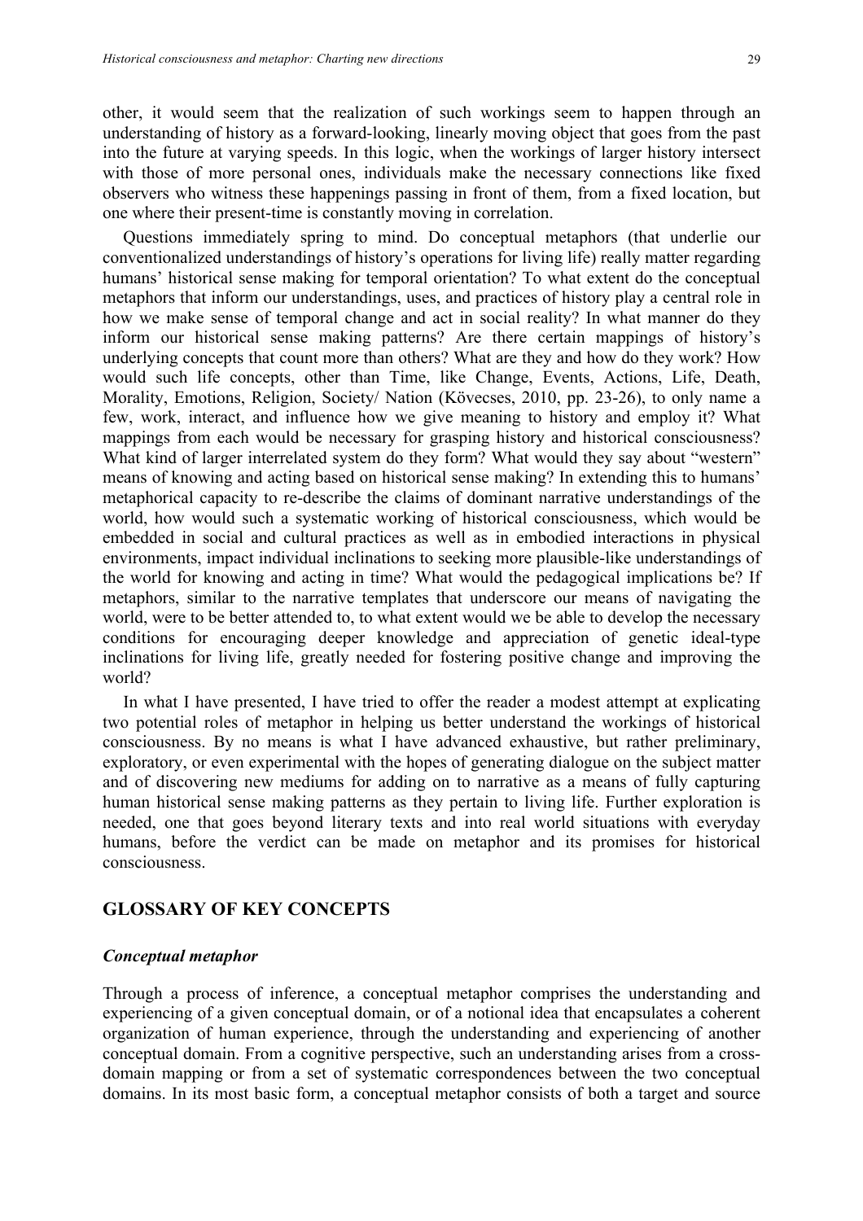other, it would seem that the realization of such workings seem to happen through an understanding of history as a forward-looking, linearly moving object that goes from the past into the future at varying speeds. In this logic, when the workings of larger history intersect with those of more personal ones, individuals make the necessary connections like fixed observers who witness these happenings passing in front of them, from a fixed location, but one where their present-time is constantly moving in correlation.

Questions immediately spring to mind. Do conceptual metaphors (that underlie our conventionalized understandings of history's operations for living life) really matter regarding humans' historical sense making for temporal orientation? To what extent do the conceptual metaphors that inform our understandings, uses, and practices of history play a central role in how we make sense of temporal change and act in social reality? In what manner do they inform our historical sense making patterns? Are there certain mappings of history's underlying concepts that count more than others? What are they and how do they work? How would such life concepts, other than Time, like Change, Events, Actions, Life, Death, Morality, Emotions, Religion, Society/ Nation (Kövecses, 2010, pp. 23-26), to only name a few, work, interact, and influence how we give meaning to history and employ it? What mappings from each would be necessary for grasping history and historical consciousness? What kind of larger interrelated system do they form? What would they say about "western" means of knowing and acting based on historical sense making? In extending this to humans' metaphorical capacity to re-describe the claims of dominant narrative understandings of the world, how would such a systematic working of historical consciousness, which would be embedded in social and cultural practices as well as in embodied interactions in physical environments, impact individual inclinations to seeking more plausible-like understandings of the world for knowing and acting in time? What would the pedagogical implications be? If metaphors, similar to the narrative templates that underscore our means of navigating the world, were to be better attended to, to what extent would we be able to develop the necessary conditions for encouraging deeper knowledge and appreciation of genetic ideal-type inclinations for living life, greatly needed for fostering positive change and improving the world?

In what I have presented, I have tried to offer the reader a modest attempt at explicating two potential roles of metaphor in helping us better understand the workings of historical consciousness. By no means is what I have advanced exhaustive, but rather preliminary, exploratory, or even experimental with the hopes of generating dialogue on the subject matter and of discovering new mediums for adding on to narrative as a means of fully capturing human historical sense making patterns as they pertain to living life. Further exploration is needed, one that goes beyond literary texts and into real world situations with everyday humans, before the verdict can be made on metaphor and its promises for historical consciousness.

## GLOSSARY OF KEY CONCEPTS

### *Conceptual metaphor*

Through a process of inference, a conceptual metaphor comprises the understanding and experiencing of a given conceptual domain, or of a notional idea that encapsulates a coherent organization of human experience, through the understanding and experiencing of another conceptual domain. From a cognitive perspective, such an understanding arises from a cross-domain mapping or from a set of systematic correspondences between the two conceptual domains. In its most basic form, a conceptual metaphor consists of both a target and source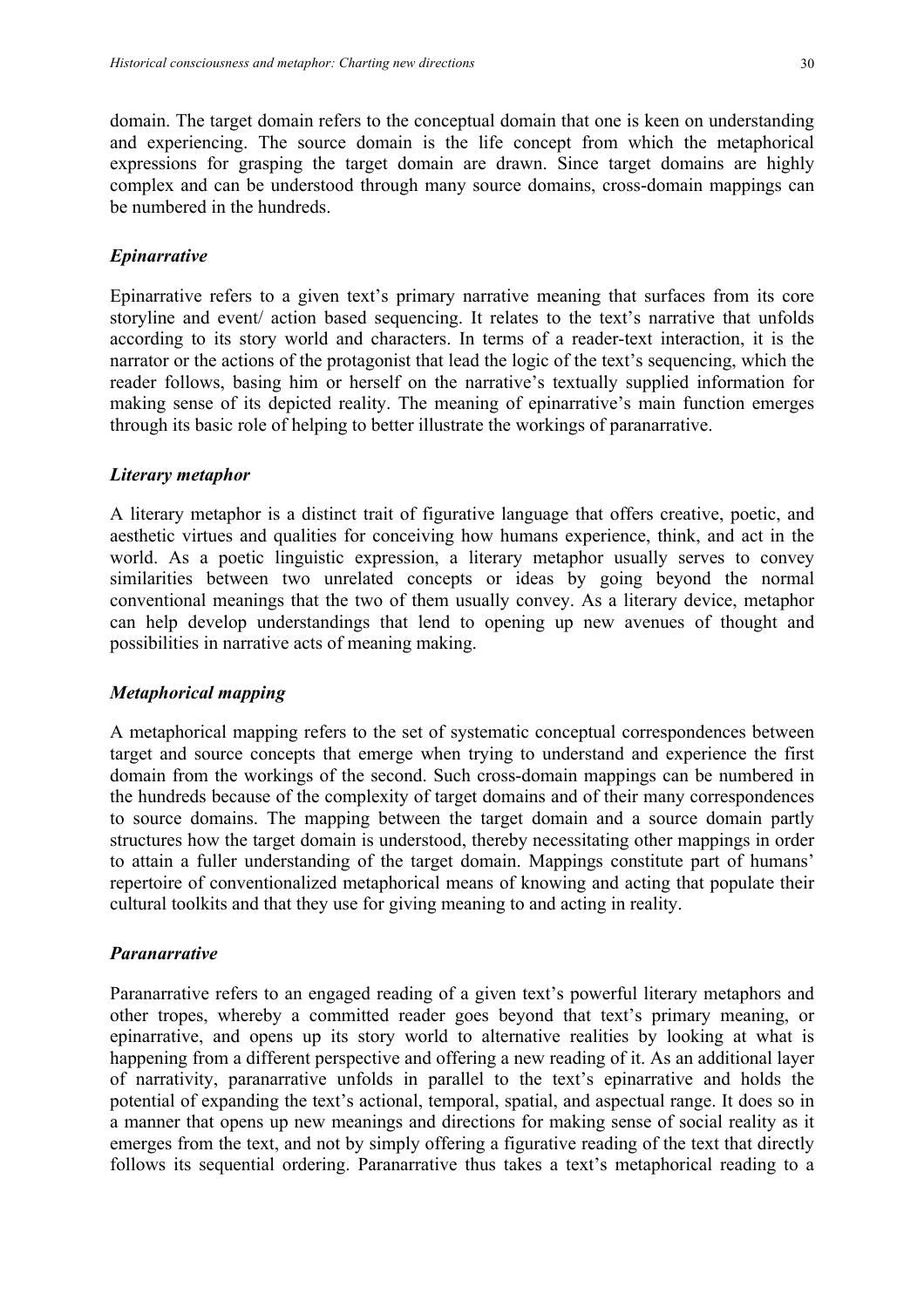domain. The target domain refers to the conceptual domain that one is keen on understanding and experiencing. The source domain is the life concept from which the metaphorical expressions for grasping the target domain are drawn. Since target domains are highly complex and can be understood through many source domains, cross-domain mappings can be numbered in the hundreds.

### *Epinarrative*

Epinarrative refers to a given text's primary narrative meaning that surfaces from its core storyline and event/ action based sequencing. It relates to the text's narrative that unfolds according to its story world and characters. In terms of a reader-text interaction, it is the narrator or the actions of the protagonist that lead the logic of the text's sequencing, which the reader follows, basing him or herself on the narrative's textually supplied information for making sense of its depicted reality. The meaning of epinarrative's main function emerges through its basic role of helping to better illustrate the workings of paranarrative.

### *Literary metaphor*

A literary metaphor is a distinct trait of figurative language that offers creative, poetic, and aesthetic virtues and qualities for conceiving how humans experience, think, and act in the world. As a poetic linguistic expression, a literary metaphor usually serves to convey similarities between two unrelated concepts or ideas by going beyond the normal conventional meanings that the two of them usually convey. As a literary device, metaphor can help develop understandings that lend to opening up new avenues of thought and possibilities in narrative acts of meaning making.

### *Metaphorical mapping*

A metaphorical mapping refers to the set of systematic conceptual correspondences between target and source concepts that emerge when trying to understand and experience the first domain from the workings of the second. Such cross-domain mappings can be numbered in the hundreds because of the complexity of target domains and of their many correspondences to source domains. The mapping between the target domain and a source domain partly structures how the target domain is understood, thereby necessitating other mappings in order to attain a fuller understanding of the target domain. Mappings constitute part of humans' repertoire of conventionalized metaphorical means of knowing and acting that populate their cultural toolkits and that they use for giving meaning to and acting in reality.

### *Paranarrative*

Paranarrative refers to an engaged reading of a given text's powerful literary metaphors and other tropes, whereby a committed reader goes beyond that text's primary meaning, or epinarrative, and opens up its story world to alternative realities by looking at what is happening from a different perspective and offering a new reading of it. As an additional layer of narrativity, paranarrative unfolds in parallel to the text's epinarrative and holds the potential of expanding the text's actional, temporal, spatial, and aspectual range. It does so in a manner that opens up new meanings and directions for making sense of social reality as it emerges from the text, and not by simply offering a figurative reading of the text that directly follows its sequential ordering. Paranarrative thus takes a text's metaphorical reading to a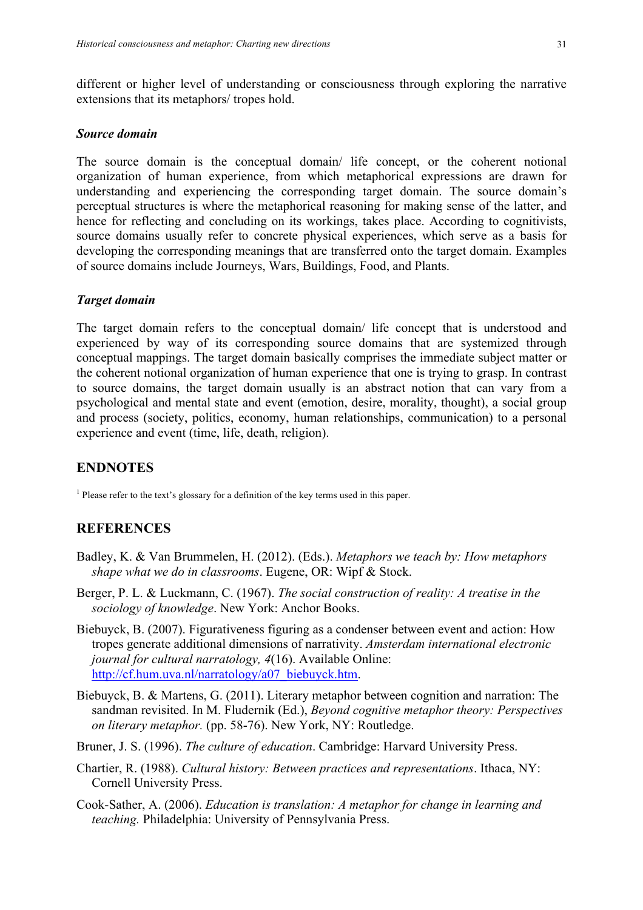different or higher level of understanding or consciousness through exploring the narrative extensions that its metaphors/ tropes hold.

***Source domain***

The source domain is the conceptual domain/ life concept, or the coherent notional organization of human experience, from which metaphorical expressions are drawn for understanding and experiencing the corresponding target domain. The source domain's perceptual structures is where the metaphorical reasoning for making sense of the latter, and hence for reflecting and concluding on its workings, takes place. According to cognitivists, source domains usually refer to concrete physical experiences, which serve as a basis for developing the corresponding meanings that are transferred onto the target domain. Examples of source domains include Journeys, Wars, Buildings, Food, and Plants.

***Target domain***

The target domain refers to the conceptual domain/ life concept that is understood and experienced by way of its corresponding source domains that are systemized through conceptual mappings. The target domain basically comprises the immediate subject matter or the coherent notional organization of human experience that one is trying to grasp. In contrast to source domains, the target domain usually is an abstract notion that can vary from a psychological and mental state and event (emotion, desire, morality, thought), a social group and process (society, politics, economy, human relationships, communication) to a personal experience and event (time, life, death, religion).

## ENDNOTES

[1] Please refer to the text's glossary for a definition of the key terms used in this paper.

## REFERENCES

Badley, K. & Van Brummelen, H. (2012). (Eds.). *Metaphors we teach by: How metaphors shape what we do in classrooms*. Eugene, OR: Wipf & Stock.

Berger, P. L. & Luckmann, C. (1967). *The social construction of reality: A treatise in the sociology of knowledge*. New York: Anchor Books.

Biebuyck, B. (2007). Figurativeness figuring as a condenser between event and action: How tropes generate additional dimensions of narrativity. *Amsterdam international electronic journal for cultural narratology, 4*(16). Available Online: http://cf.hum.uva.nl/narratology/a07_biebuyck.htm.

Biebuyck, B. & Martens, G. (2011). Literary metaphor between cognition and narration: The sandman revisited. In M. Fludernik (Ed.), *Beyond cognitive metaphor theory: Perspectives on literary metaphor.* (pp. 58-76). New York, NY: Routledge.

Bruner, J. S. (1996). *The culture of education*. Cambridge: Harvard University Press.

Chartier, R. (1988). *Cultural history: Between practices and representations*. Ithaca, NY: Cornell University Press.

Cook-Sather, A. (2006). *Education is translation: A metaphor for change in learning and teaching.* Philadelphia: University of Pennsylvania Press.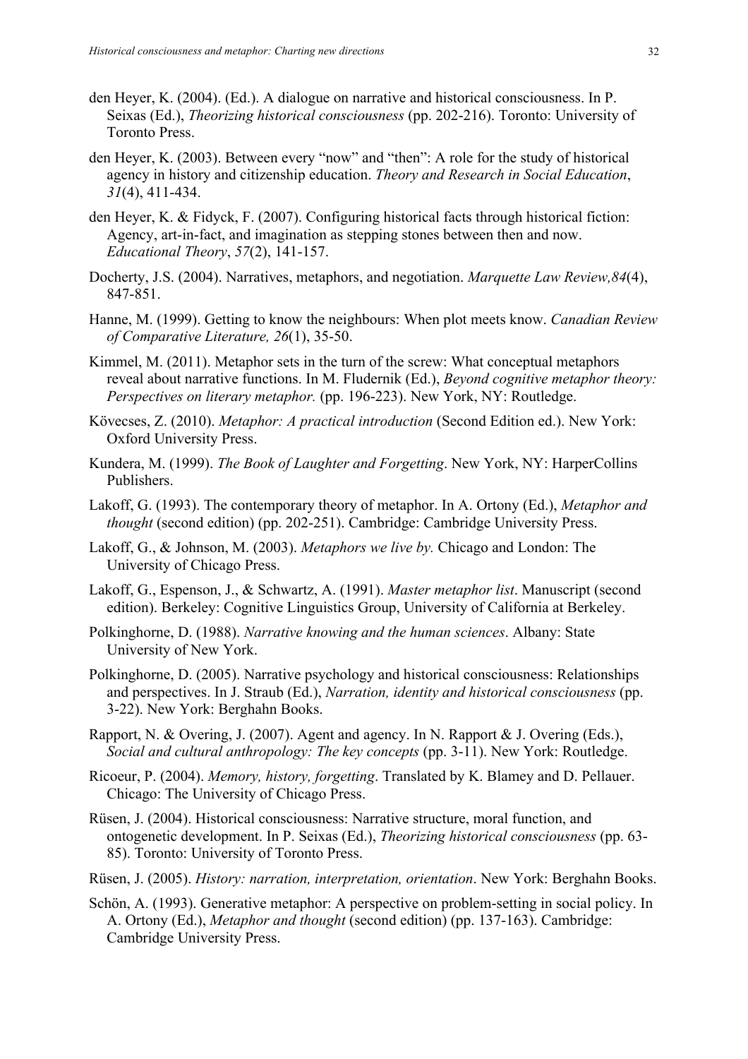den Heyer, K. (2004). (Ed.). A dialogue on narrative and historical consciousness. In P. Seixas (Ed.), *Theorizing historical consciousness* (pp. 202-216). Toronto: University of Toronto Press.

den Heyer, K. (2003). Between every "now" and "then": A role for the study of historical agency in history and citizenship education. *Theory and Research in Social Education*, *31*(4), 411-434.

den Heyer, K. & Fidyck, F. (2007). Configuring historical facts through historical fiction: Agency, art-in-fact, and imagination as stepping stones between then and now. *Educational Theory*, *57*(2), 141-157.

Docherty, J.S. (2004). Narratives, metaphors, and negotiation. *Marquette Law Review,84*(4), 847-851.

Hanne, M. (1999). Getting to know the neighbours: When plot meets know. *Canadian Review of Comparative Literature, 26*(1), 35-50.

Kimmel, M. (2011). Metaphor sets in the turn of the screw: What conceptual metaphors reveal about narrative functions. In M. Fludernik (Ed.), *Beyond cognitive metaphor theory: Perspectives on literary metaphor.* (pp. 196-223). New York, NY: Routledge.

Kövecses, Z. (2010). *Metaphor: A practical introduction* (Second Edition ed.). New York: Oxford University Press.

Kundera, M. (1999). *The Book of Laughter and Forgetting*. New York, NY: HarperCollins Publishers.

Lakoff, G. (1993). The contemporary theory of metaphor. In A. Ortony (Ed.), *Metaphor and thought* (second edition) (pp. 202-251). Cambridge: Cambridge University Press.

Lakoff, G., & Johnson, M. (2003). *Metaphors we live by.* Chicago and London: The University of Chicago Press.

Lakoff, G., Espenson, J., & Schwartz, A. (1991). *Master metaphor list*. Manuscript (second edition). Berkeley: Cognitive Linguistics Group, University of California at Berkeley.

Polkinghorne, D. (1988). *Narrative knowing and the human sciences*. Albany: State University of New York.

Polkinghorne, D. (2005). Narrative psychology and historical consciousness: Relationships and perspectives. In J. Straub (Ed.), *Narration, identity and historical consciousness* (pp. 3-22). New York: Berghahn Books.

Rapport, N. & Overing, J. (2007). Agent and agency. In N. Rapport & J. Overing (Eds.), *Social and cultural anthropology: The key concepts* (pp. 3-11). New York: Routledge.

Ricoeur, P. (2004). *Memory, history, forgetting*. Translated by K. Blamey and D. Pellauer. Chicago: The University of Chicago Press.

Rüsen, J. (2004). Historical consciousness: Narrative structure, moral function, and ontogenetic development. In P. Seixas (Ed.), *Theorizing historical consciousness* (pp. 63-85). Toronto: University of Toronto Press.

Rüsen, J. (2005). *History: narration, interpretation, orientation*. New York: Berghahn Books.

Schön, A. (1993). Generative metaphor: A perspective on problem-setting in social policy. In A. Ortony (Ed.), *Metaphor and thought* (second edition) (pp. 137-163). Cambridge: Cambridge University Press.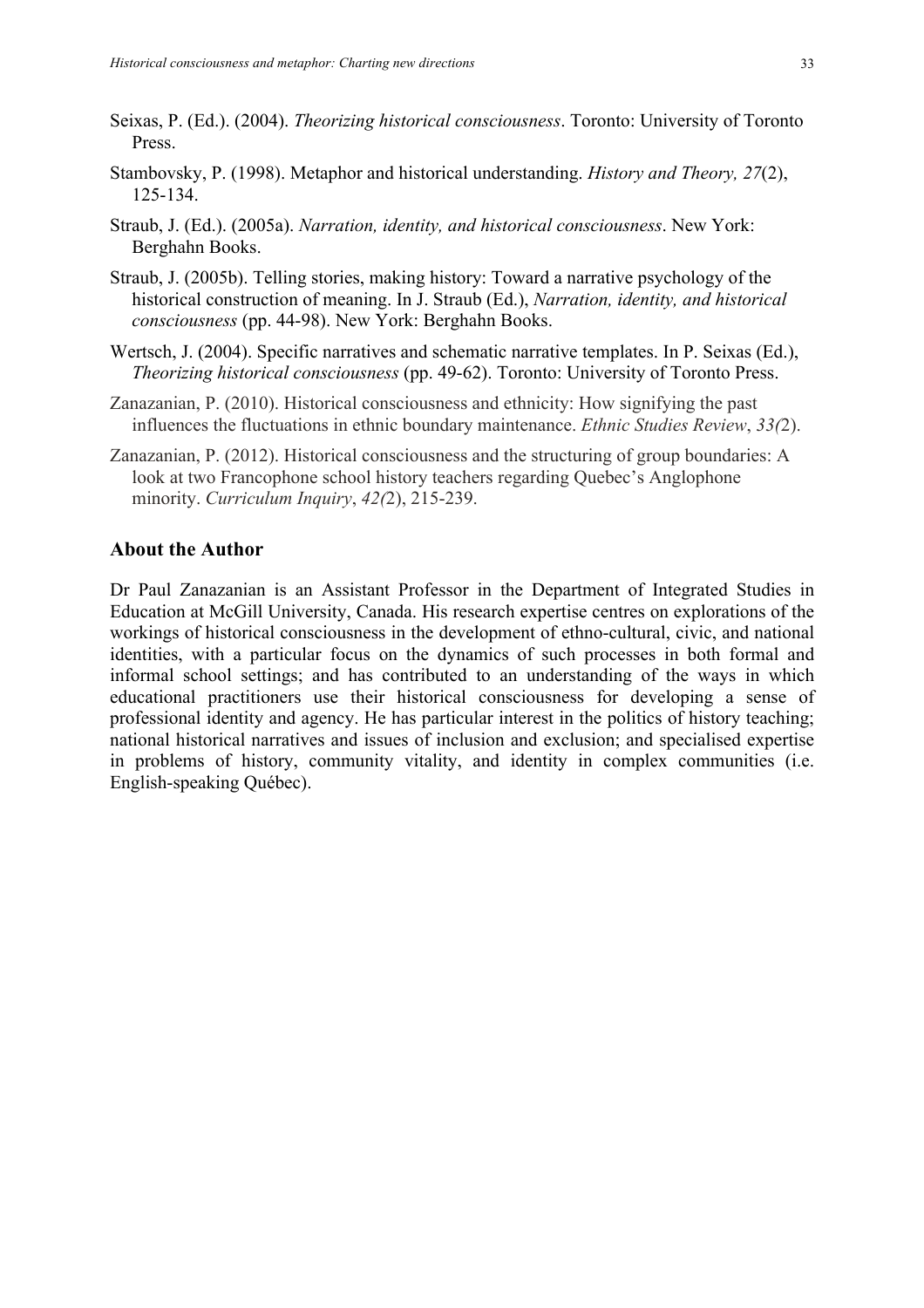Seixas, P. (Ed.). (2004). *Theorizing historical consciousness*. Toronto: University of Toronto Press.

Stambovsky, P. (1998). Metaphor and historical understanding. *History and Theory, 27*(2), 125-134.

Straub, J. (Ed.). (2005a). *Narration, identity, and historical consciousness*. New York: Berghahn Books.

Straub, J. (2005b). Telling stories, making history: Toward a narrative psychology of the historical construction of meaning. In J. Straub (Ed.), *Narration, identity, and historical consciousness* (pp. 44-98). New York: Berghahn Books.

Wertsch, J. (2004). Specific narratives and schematic narrative templates. In P. Seixas (Ed.), *Theorizing historical consciousness* (pp. 49-62). Toronto: University of Toronto Press.

Zanazanian, P. (2010). Historical consciousness and ethnicity: How signifying the past influences the fluctuations in ethnic boundary maintenance. *Ethnic Studies Review*, *33(*2).

Zanazanian, P. (2012). Historical consciousness and the structuring of group boundaries: A look at two Francophone school history teachers regarding Quebec's Anglophone minority. *Curriculum Inquiry*, *42(*2), 215-239.

## About the Author

Dr Paul Zanazanian is an Assistant Professor in the Department of Integrated Studies in Education at McGill University, Canada. His research expertise centres on explorations of the workings of historical consciousness in the development of ethno-cultural, civic, and national identities, with a particular focus on the dynamics of such processes in both formal and informal school settings; and has contributed to an understanding of the ways in which educational practitioners use their historical consciousness for developing a sense of professional identity and agency. He has particular interest in the politics of history teaching; national historical narratives and issues of inclusion and exclusion; and specialised expertise in problems of history, community vitality, and identity in complex communities (i.e. English-speaking Québec).